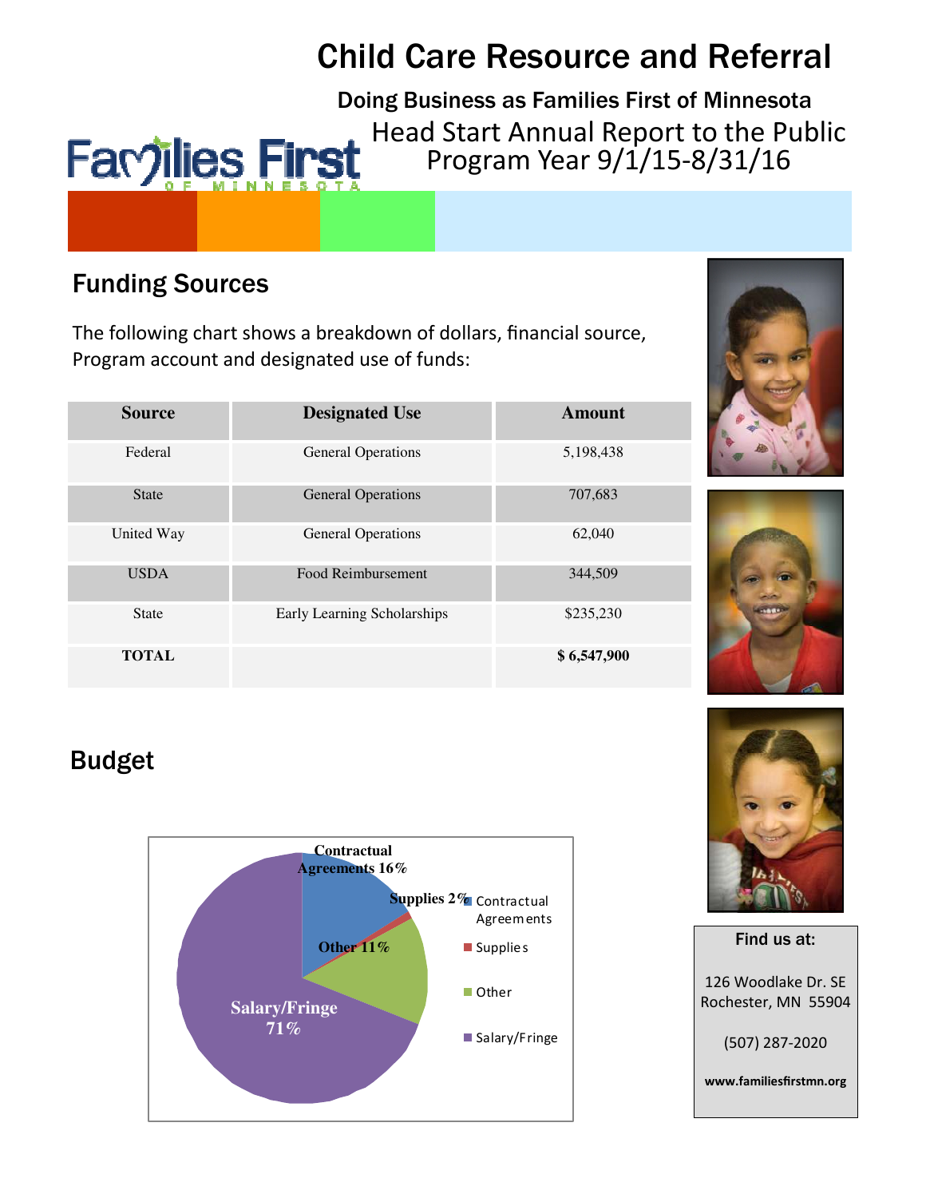# Child Care Resource and Referral

**Doing Business as Families First of Minnesota**

Head Start Annual Report to the Public
Program Year 9/1/15-8/31/16

## Funding Sources

The following chart shows a breakdown of dollars, financial source, Program account and designated use of funds:

| Source | Designated Use | Amount |
|---|---|---|
| Federal | General Operations | 5,198,438 |
| State | General Operations | 707,683 |
| United Way | General Operations | 62,040 |
| USDA | Food Reimbursement | 344,509 |
| State | Early Learning Scholarships | $235,230 |
| **TOTAL** | | **$ 6,547,900** |

## Budget

- Contractual Agreements 16%
- Supplies 2%
- Other 11%
- Salary/Fringe 71%

**Find us at:**

126 Woodlake Dr. SE
Rochester, MN 55904

(507) 287-2020

**www.familiesfirstmn.org**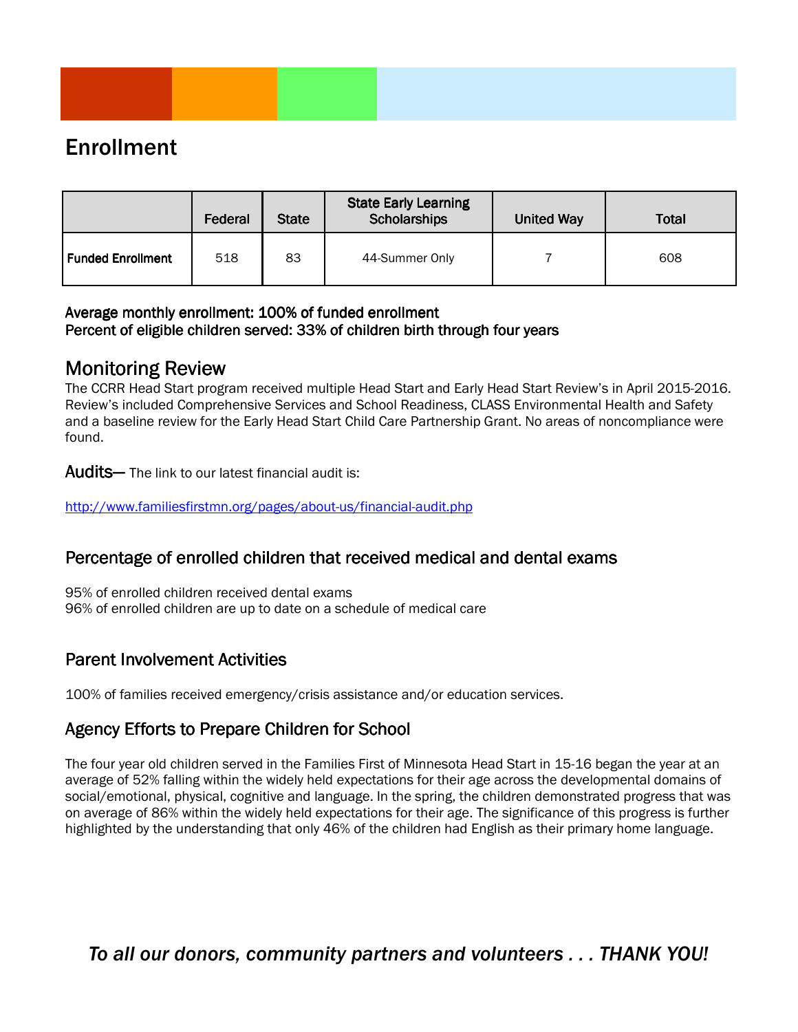## Enrollment

| | Federal | State | State Early Learning Scholarships | United Way | Total |
|---|---|---|---|---|---|
| **Funded Enrollment** | 518 | 83 | 44-Summer Only | 7 | 608 |

**Average monthly enrollment: 100% of funded enrollment**
**Percent of eligible children served: 33% of children birth through four years**

## Monitoring Review

The CCRR Head Start program received multiple Head Start and Early Head Start Review's in April 2015-2016. Review's included Comprehensive Services and School Readiness, CLASS Environmental Health and Safety and a baseline review for the Early Head Start Child Care Partnership Grant. No areas of noncompliance were found.

**Audits—** The link to our latest financial audit is:

http://www.familiesfirstmn.org/pages/about-us/financial-audit.php

### Percentage of enrolled children that received medical and dental exams

95% of enrolled children received dental exams
96% of enrolled children are up to date on a schedule of medical care

### Parent Involvement Activities

100% of families received emergency/crisis assistance and/or education services.

### Agency Efforts to Prepare Children for School

The four year old children served in the Families First of Minnesota Head Start in 15-16 began the year at an average of 52% falling within the widely held expectations for their age across the developmental domains of social/emotional, physical, cognitive and language. In the spring, the children demonstrated progress that was on average of 86% within the widely held expectations for their age. The significance of this progress is further highlighted by the understanding that only 46% of the children had English as their primary home language.

*To all our donors, community partners and volunteers . . . THANK YOU!*